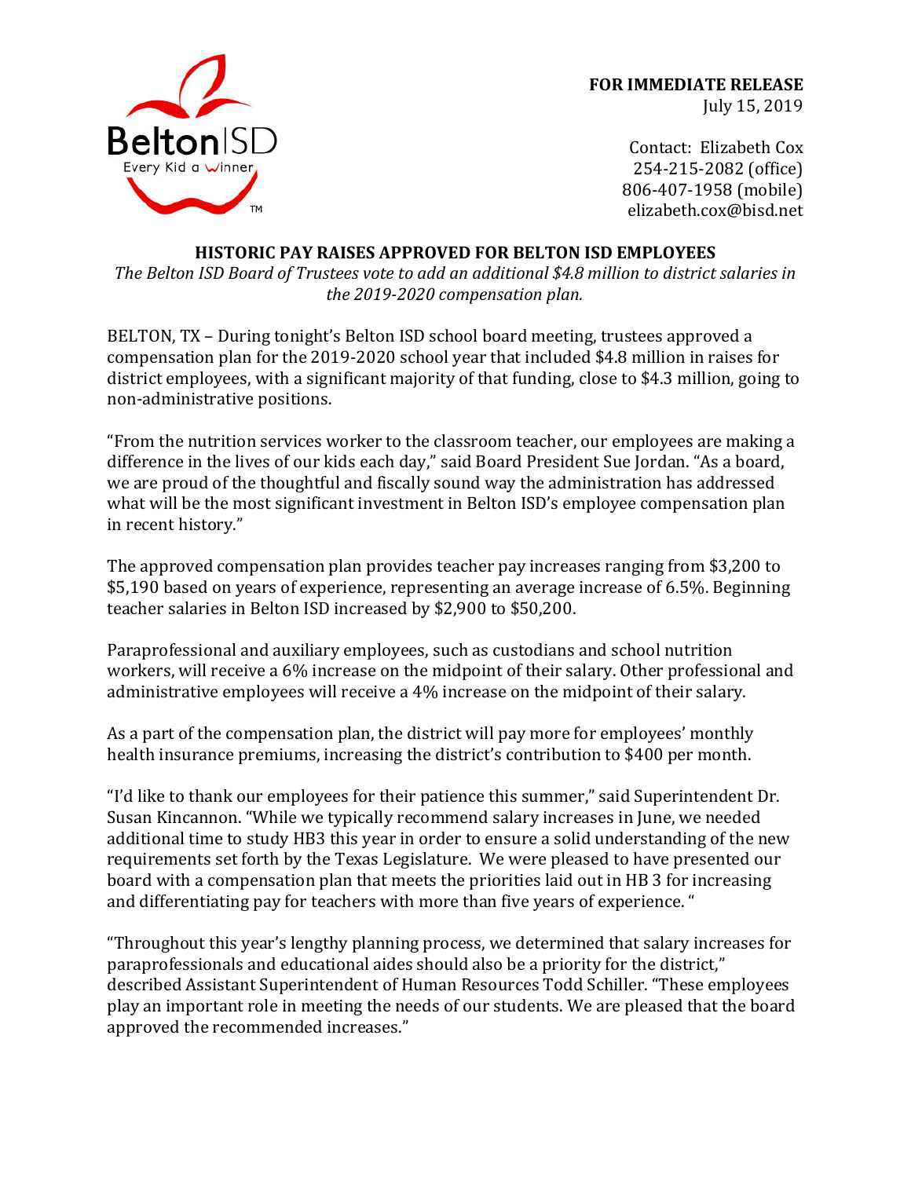**FOR IMMEDIATE RELEASE**
July 15, 2019

Contact: Elizabeth Cox
254-215-2082 (office)
806-407-1958 (mobile)
elizabeth.cox@bisd.net

## HISTORIC PAY RAISES APPROVED FOR BELTON ISD EMPLOYEES

*The Belton ISD Board of Trustees vote to add an additional $4.8 million to district salaries in the 2019-2020 compensation plan.*

BELTON, TX – During tonight's Belton ISD school board meeting, trustees approved a compensation plan for the 2019-2020 school year that included $4.8 million in raises for district employees, with a significant majority of that funding, close to $4.3 million, going to non-administrative positions.

"From the nutrition services worker to the classroom teacher, our employees are making a difference in the lives of our kids each day," said Board President Sue Jordan. "As a board, we are proud of the thoughtful and fiscally sound way the administration has addressed what will be the most significant investment in Belton ISD's employee compensation plan in recent history."

The approved compensation plan provides teacher pay increases ranging from $3,200 to $5,190 based on years of experience, representing an average increase of 6.5%. Beginning teacher salaries in Belton ISD increased by $2,900 to $50,200.

Paraprofessional and auxiliary employees, such as custodians and school nutrition workers, will receive a 6% increase on the midpoint of their salary. Other professional and administrative employees will receive a 4% increase on the midpoint of their salary.

As a part of the compensation plan, the district will pay more for employees' monthly health insurance premiums, increasing the district's contribution to $400 per month.

"I'd like to thank our employees for their patience this summer," said Superintendent Dr. Susan Kincannon. "While we typically recommend salary increases in June, we needed additional time to study HB3 this year in order to ensure a solid understanding of the new requirements set forth by the Texas Legislature. We were pleased to have presented our board with a compensation plan that meets the priorities laid out in HB 3 for increasing and differentiating pay for teachers with more than five years of experience. "

"Throughout this year's lengthy planning process, we determined that salary increases for paraprofessionals and educational aides should also be a priority for the district," described Assistant Superintendent of Human Resources Todd Schiller. "These employees play an important role in meeting the needs of our students. We are pleased that the board approved the recommended increases."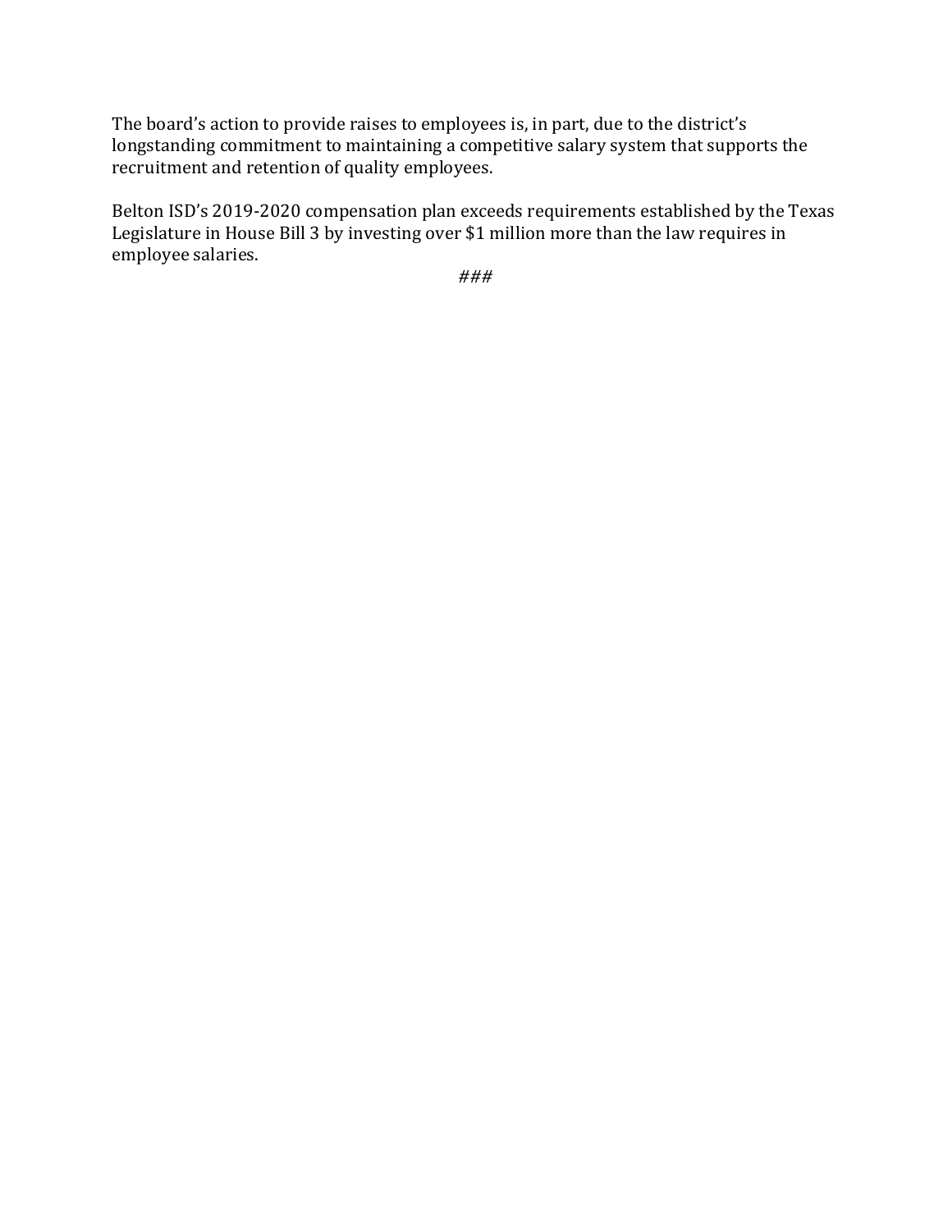The board's action to provide raises to employees is, in part, due to the district's longstanding commitment to maintaining a competitive salary system that supports the recruitment and retention of quality employees.

Belton ISD's 2019-2020 compensation plan exceeds requirements established by the Texas Legislature in House Bill 3 by investing over $1 million more than the law requires in employee salaries.

###